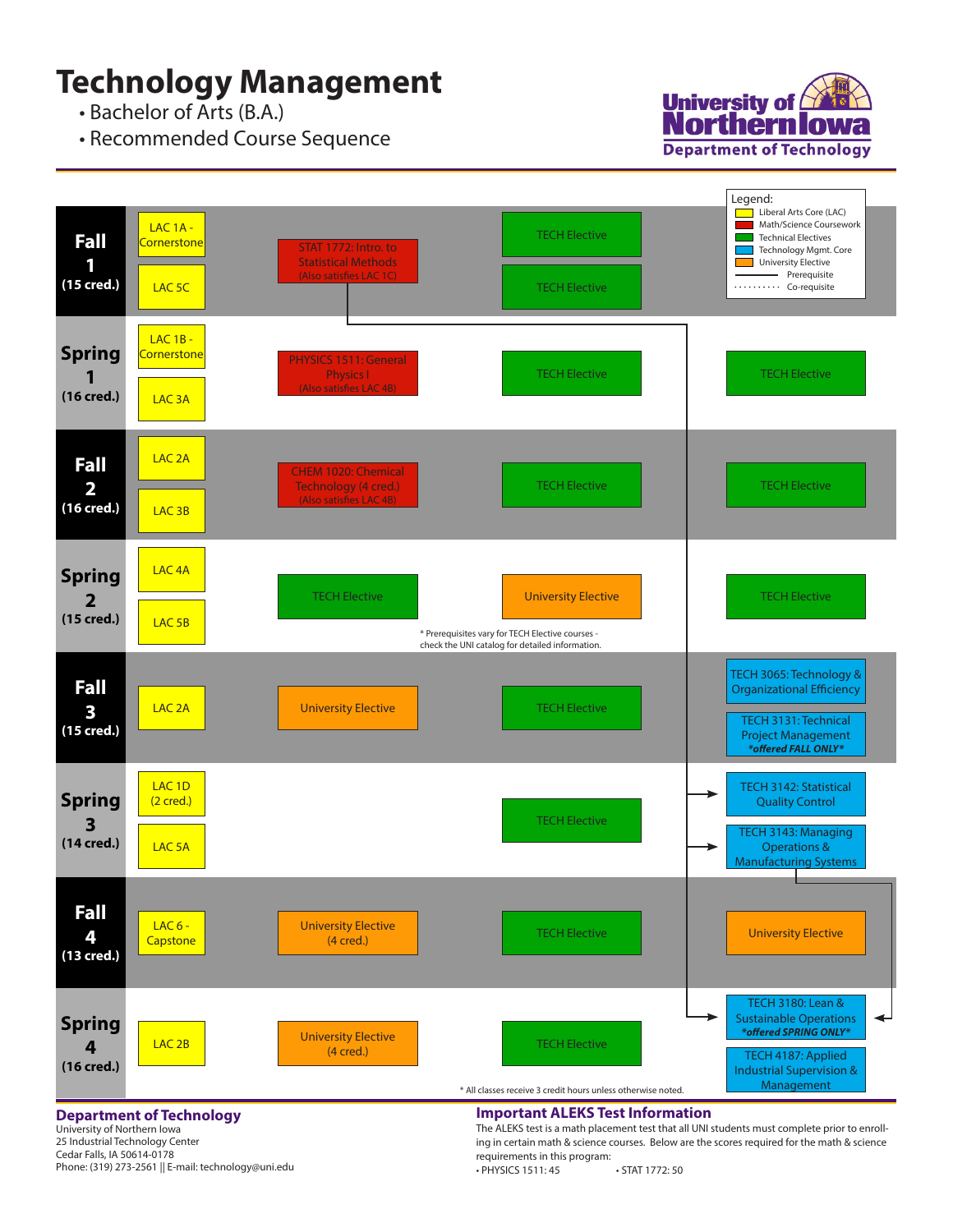# Technology Management

- Bachelor of Arts (B.A.)
- Recommended Course Sequence

**University of Northern Iowa**
**Department of Technology**

| Semester | Column 1 | Column 2 | Column 3 | Column 4 |
|---|---|---|---|---|
| **Fall 1 (15 cred.)** | LAC 1A - Cornerstone; LAC 5C | STAT 1772: Intro. to Statistical Methods (Also satisfies LAC 1C) | TECH Elective; TECH Elective | |
| **Spring 1 (16 cred.)** | LAC 1B - Cornerstone; LAC 3A | PHYSICS 1511: General Physics I (Also satisfies LAC 4B) | TECH Elective | TECH Elective |
| **Fall 2 (16 cred.)** | LAC 2A; LAC 3B | CHEM 1020: Chemical Technology (4 cred.) (Also satisfies LAC 4B) | TECH Elective | TECH Elective |
| **Spring 2 (15 cred.)** | LAC 4A; LAC 5B | TECH Elective | University Elective | TECH Elective |
| **Fall 3 (15 cred.)** | LAC 2A | University Elective | TECH Elective | TECH 3065: Technology & Organizational Efficiency; TECH 3131: Technical Project Management *offered FALL ONLY* |
| **Spring 3 (14 cred.)** | LAC 1D (2 cred.); LAC 5A | | TECH Elective | TECH 3142: Statistical Quality Control; TECH 3143: Managing Operations & Manufacturing Systems |
| **Fall 4 (13 cred.)** | LAC 6 - Capstone | University Elective (4 cred.) | TECH Elective | University Elective |
| **Spring 4 (16 cred.)** | LAC 2B | University Elective (4 cred.) | TECH Elective | TECH 3180: Lean & Sustainable Operations *offered SPRING ONLY*; TECH 4187: Applied Industrial Supervision & Management |

Legend:
- Liberal Arts Core (LAC)
- Math/Science Coursework
- Technical Electives
- Technology Mgmt. Core
- University Elective
- Prerequisite
- Co-requisite

Prerequisites shown: STAT 1772 → TECH 3142, TECH 3143, TECH 3180; TECH 3143 → TECH 3180.

* Prerequisites vary for TECH Elective courses - check the UNI catalog for detailed information.

* All classes receive 3 credit hours unless otherwise noted.

## Department of Technology

University of Northern Iowa
25 Industrial Technology Center
Cedar Falls, IA 50614-0178
Phone: (319) 273-2561 || E-mail: technology@uni.edu

## Important ALEKS Test Information

The ALEKS test is a math placement test that all UNI students must complete prior to enrolling in certain math & science courses. Below are the scores required for the math & science requirements in this program:

- PHYSICS 1511: 45
- STAT 1772: 50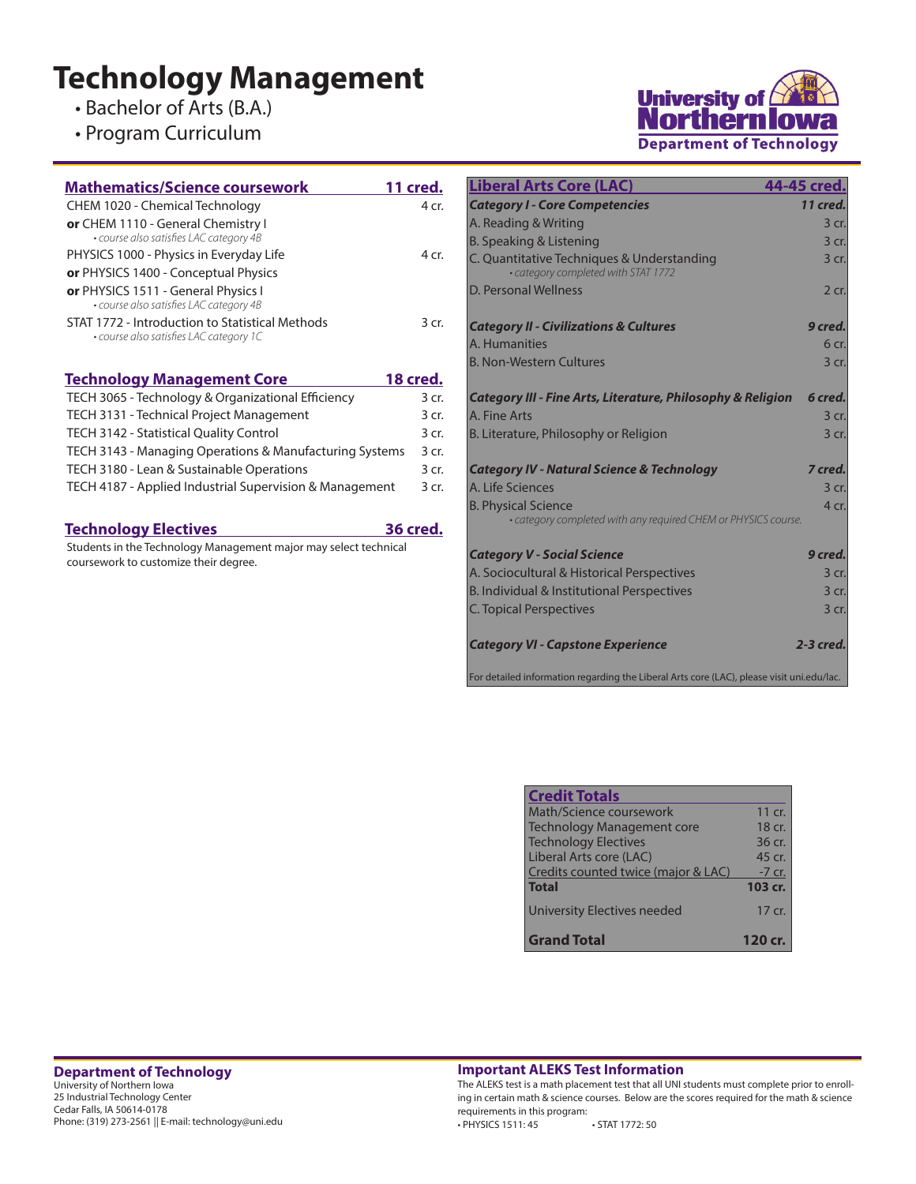# Technology Management

- Bachelor of Arts (B.A.)
- Program Curriculum

University of Northern Iowa
Department of Technology

## Mathematics/Science coursework — 11 cred.

| | |
|---|---|
| CHEM 1020 - Chemical Technology | 4 cr. |
| **or** CHEM 1110 - General Chemistry I *• course also satisfies LAC category 4B* | |
| PHYSICS 1000 - Physics in Everyday Life | 4 cr. |
| **or** PHYSICS 1400 - Conceptual Physics | |
| **or** PHYSICS 1511 - General Physics I *• course also satisfies LAC category 4B* | |
| STAT 1772 - Introduction to Statistical Methods *• course also satisfies LAC category 1C* | 3 cr. |

## Technology Management Core — 18 cred.

| | |
|---|---|
| TECH 3065 - Technology & Organizational Efficiency | 3 cr. |
| TECH 3131 - Technical Project Management | 3 cr. |
| TECH 3142 - Statistical Quality Control | 3 cr. |
| TECH 3143 - Managing Operations & Manufacturing Systems | 3 cr. |
| TECH 3180 - Lean & Sustainable Operations | 3 cr. |
| TECH 4187 - Applied Industrial Supervision & Management | 3 cr. |

## Technology Electives — 36 cred.

Students in the Technology Management major may select technical coursework to customize their degree.

## Liberal Arts Core (LAC) — 44-45 cred.

| | |
|---|---|
| ***Category I - Core Competencies*** | ***11 cred.*** |
| A. Reading & Writing | 3 cr. |
| B. Speaking & Listening | 3 cr. |
| C. Quantitative Techniques & Understanding *• category completed with STAT 1772* | 3 cr. |
| D. Personal Wellness | 2 cr. |
| ***Category II - Civilizations & Cultures*** | ***9 cred.*** |
| A. Humanities | 6 cr. |
| B. Non-Western Cultures | 3 cr. |
| ***Category III - Fine Arts, Literature, Philosophy & Religion*** | ***6 cred.*** |
| A. Fine Arts | 3 cr. |
| B. Literature, Philosophy or Religion | 3 cr. |
| ***Category IV - Natural Science & Technology*** | ***7 cred.*** |
| A. Life Sciences | 3 cr. |
| B. Physical Science *• category completed with any required CHEM or PHYSICS course.* | 4 cr. |
| ***Category V - Social Science*** | ***9 cred.*** |
| A. Sociocultural & Historical Perspectives | 3 cr. |
| B. Individual & Institutional Perspectives | 3 cr. |
| C. Topical Perspectives | 3 cr. |
| ***Category VI - Capstone Experience*** | ***2-3 cred.*** |

For detailed information regarding the Liberal Arts core (LAC), please visit uni.edu/lac.

## Credit Totals

| | |
|---|---|
| Math/Science coursework | 11 cr. |
| Technology Management core | 18 cr. |
| Technology Electives | 36 cr. |
| Liberal Arts core (LAC) | 45 cr. |
| Credits counted twice (major & LAC) | -7 cr. |
| **Total** | **103 cr.** |
| University Electives needed | 17 cr. |
| **Grand Total** | **120 cr.** |

### Department of Technology

University of Northern Iowa
25 Industrial Technology Center
Cedar Falls, IA 50614-0178
Phone: (319) 273-2561 || E-mail: technology@uni.edu

### Important ALEKS Test Information

The ALEKS test is a math placement test that all UNI students must complete prior to enrolling in certain math & science courses. Below are the scores required for the math & science requirements in this program:

- PHYSICS 1511: 45
- STAT 1772: 50